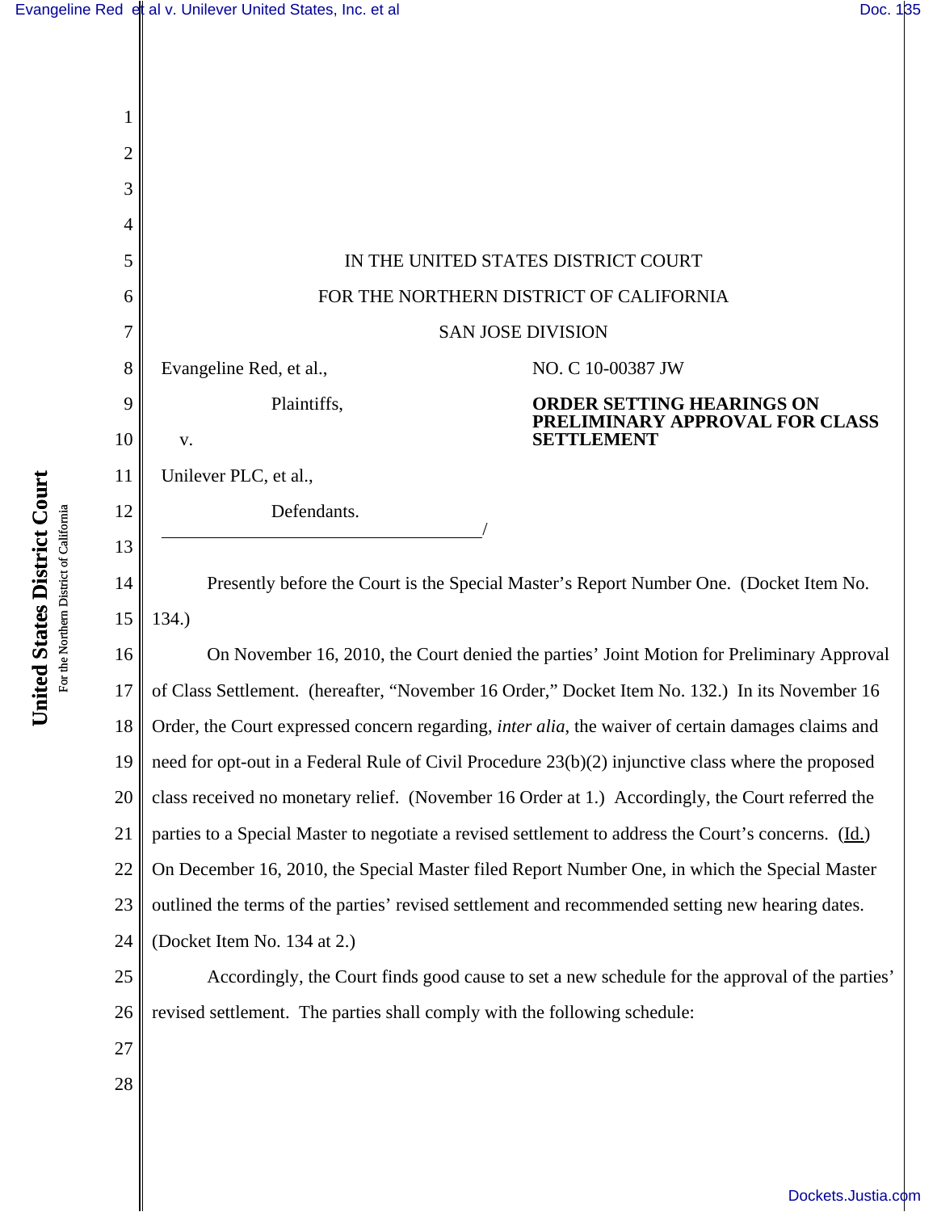IN THE UNITED STATES DISTRICT COURT

FOR THE NORTHERN DISTRICT OF CALIFORNIA

SAN JOSE DIVISION

Evangeline Red, et al.,

Plaintiffs,

v.

Unilever PLC, et al.,

Defendants.

NO. C 10-00387 JW

**ORDER SETTING HEARINGS ON PRELIMINARY APPROVAL FOR CLASS SETTLEMENT**

Presently before the Court is the Special Master's Report Number One. (Docket Item No. 134.)

On November 16, 2010, the Court denied the parties' Joint Motion for Preliminary Approval of Class Settlement. (hereafter, "November 16 Order," Docket Item No. 132.) In its November 16 Order, the Court expressed concern regarding, *inter alia*, the waiver of certain damages claims and need for opt-out in a Federal Rule of Civil Procedure 23(b)(2) injunctive class where the proposed class received no monetary relief. (November 16 Order at 1.) Accordingly, the Court referred the parties to a Special Master to negotiate a revised settlement to address the Court's concerns. (Id.) On December 16, 2010, the Special Master filed Report Number One, in which the Special Master outlined the terms of the parties' revised settlement and recommended setting new hearing dates. (Docket Item No. 134 at 2.)

Accordingly, the Court finds good cause to set a new schedule for the approval of the parties' revised settlement. The parties shall comply with the following schedule: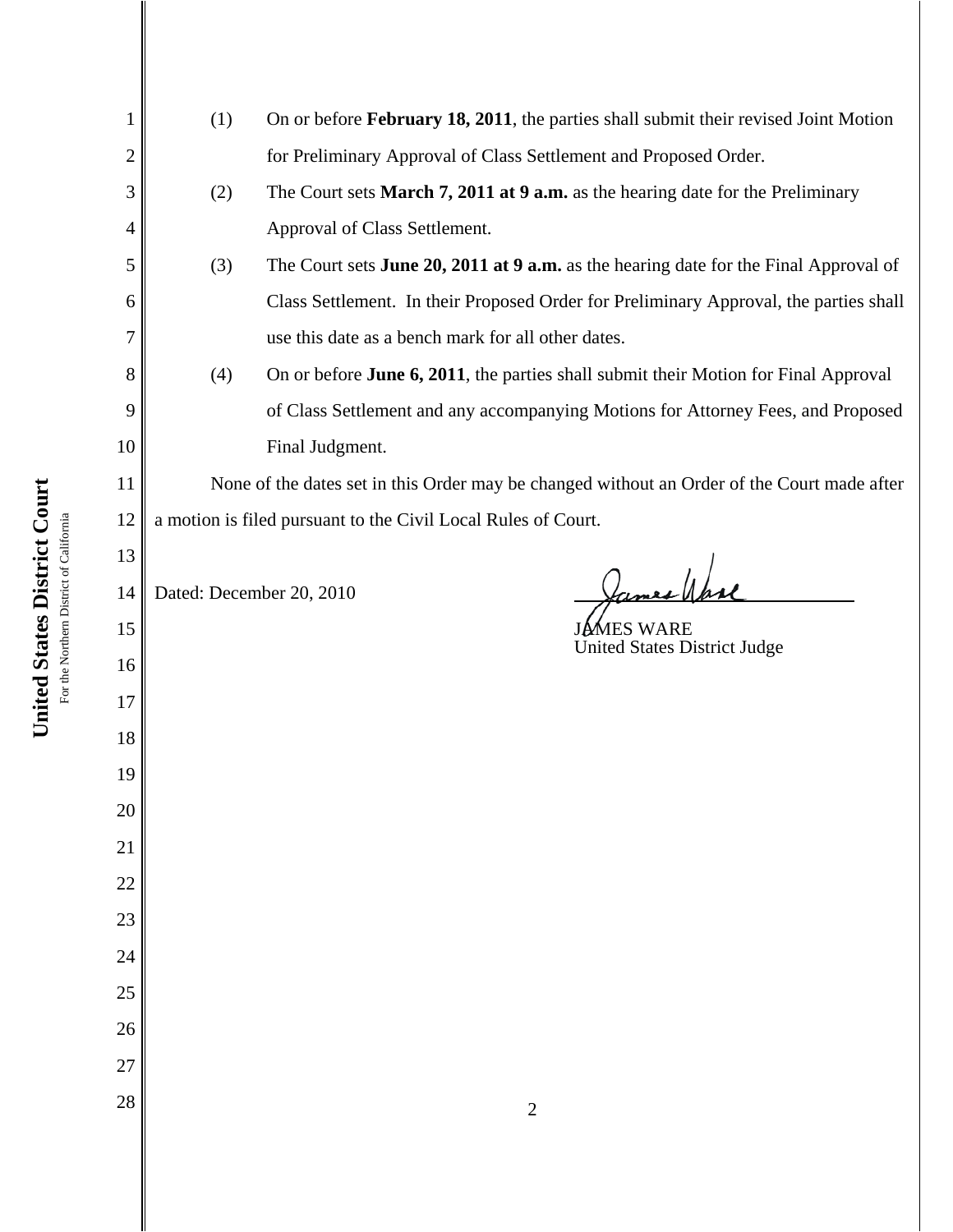(1) On or before **February 18, 2011**, the parties shall submit their revised Joint Motion for Preliminary Approval of Class Settlement and Proposed Order.

(2) The Court sets **March 7, 2011 at 9 a.m.** as the hearing date for the Preliminary Approval of Class Settlement.

(3) The Court sets **June 20, 2011 at 9 a.m.** as the hearing date for the Final Approval of Class Settlement. In their Proposed Order for Preliminary Approval, the parties shall use this date as a bench mark for all other dates.

(4) On or before **June 6, 2011**, the parties shall submit their Motion for Final Approval of Class Settlement and any accompanying Motions for Attorney Fees, and Proposed Final Judgment.

None of the dates set in this Order may be changed without an Order of the Court made after a motion is filed pursuant to the Civil Local Rules of Court.

Dated: December 20, 2010

JAMES WARE
United States District Judge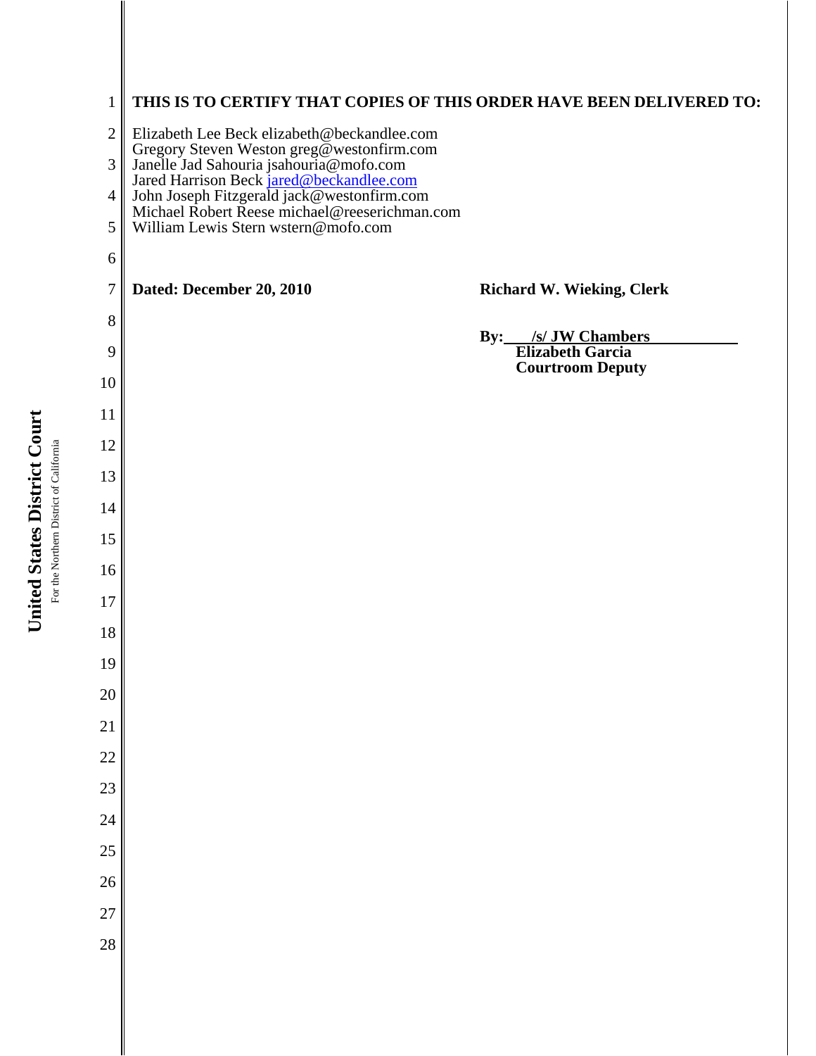**THIS IS TO CERTIFY THAT COPIES OF THIS ORDER HAVE BEEN DELIVERED TO:**

Elizabeth Lee Beck elizabeth@beckandlee.com
Gregory Steven Weston greg@westonfirm.com
Janelle Jad Sahouria jsahouria@mofo.com
Jared Harrison Beck jared@beckandlee.com
John Joseph Fitzgerald jack@westonfirm.com
Michael Robert Reese michael@reeserichman.com
William Lewis Stern wstern@mofo.com

**Dated: December 20, 2010** **Richard W. Wieking, Clerk**

**By: /s/ JW Chambers**
**Elizabeth Garcia**
**Courtroom Deputy**